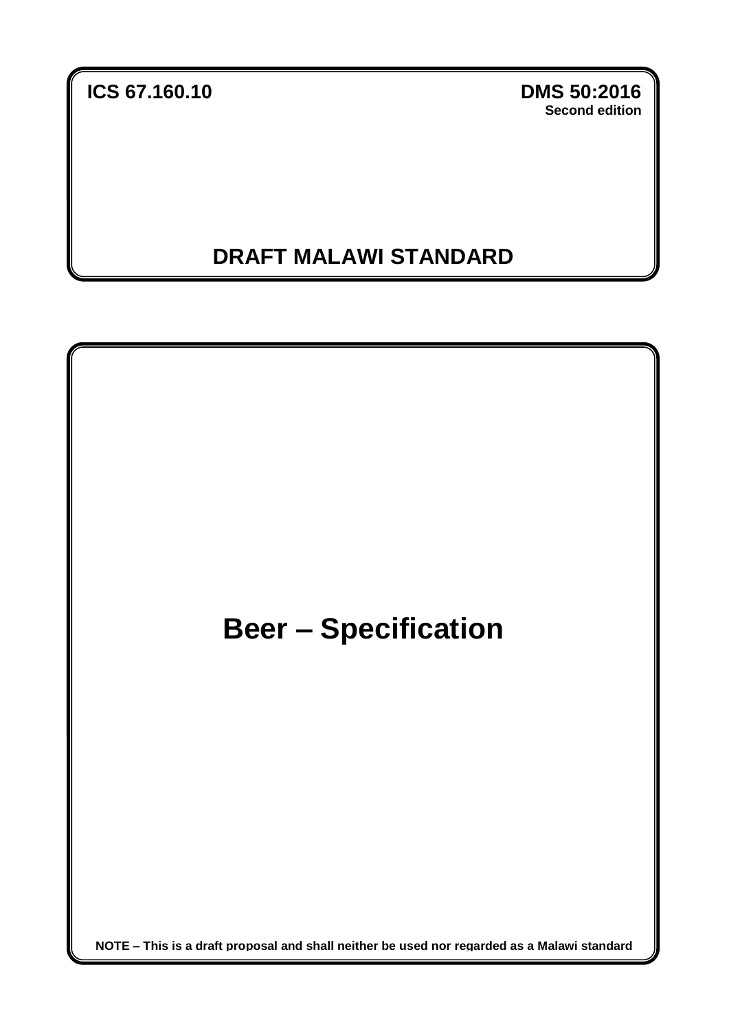**ICS 67.160.10** **DMS 50:2016**

**Second edition**

# DRAFT MALAWI STANDARD

# Beer – Specification

**NOTE – This is a draft proposal and shall neither be used nor regarded as a Malawi standard**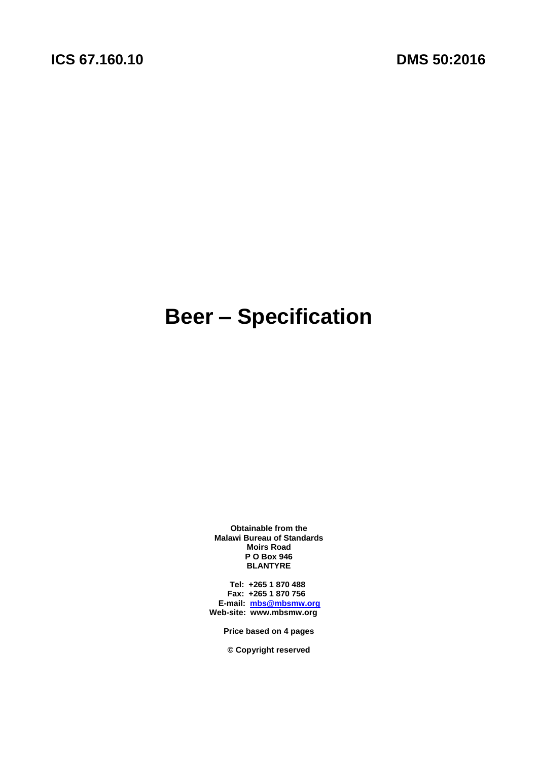ICS 67.160.10 DMS 50:2016

# Beer – Specification

**Obtainable from the**
**Malawi Bureau of Standards**
**Moirs Road**
**P O Box 946**
**BLANTYRE**

**Tel: +265 1 870 488**
**Fax: +265 1 870 756**
**E-mail: mbs@mbsmw.org**
**Web-site: www.mbsmw.org**

**Price based on 4 pages**

**© Copyright reserved**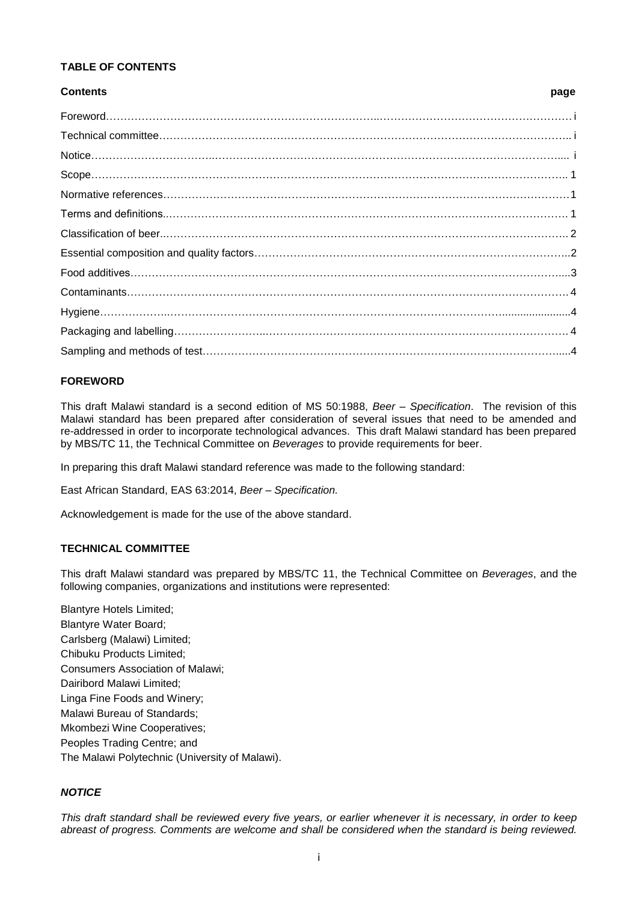**TABLE OF CONTENTS**

| Contents | page |
|---|---|
| Foreword | i |
| Technical committee | i |
| Notice | i |
| Scope | 1 |
| Normative references | 1 |
| Terms and definitions | 1 |
| Classification of beer | 2 |
| Essential composition and quality factors | 2 |
| Food additives | 3 |
| Contaminants | 4 |
| Hygiene | 4 |
| Packaging and labelling | 4 |
| Sampling and methods of test | 4 |

**FOREWORD**

This draft Malawi standard is a second edition of MS 50:1988, *Beer – Specification*. The revision of this Malawi standard has been prepared after consideration of several issues that need to be amended and re-addressed in order to incorporate technological advances. This draft Malawi standard has been prepared by MBS/TC 11, the Technical Committee on *Beverages* to provide requirements for beer.

In preparing this draft Malawi standard reference was made to the following standard:

East African Standard, EAS 63:2014, *Beer – Specification.*

Acknowledgement is made for the use of the above standard.

**TECHNICAL COMMITTEE**

This draft Malawi standard was prepared by MBS/TC 11, the Technical Committee on *Beverages*, and the following companies, organizations and institutions were represented:

Blantyre Hotels Limited;
Blantyre Water Board;
Carlsberg (Malawi) Limited;
Chibuku Products Limited;
Consumers Association of Malawi;
Dairibord Malawi Limited;
Linga Fine Foods and Winery;
Malawi Bureau of Standards;
Mkombezi Wine Cooperatives;
Peoples Trading Centre; and
The Malawi Polytechnic (University of Malawi).

***NOTICE***

*This draft standard shall be reviewed every five years, or earlier whenever it is necessary, in order to keep abreast of progress. Comments are welcome and shall be considered when the standard is being reviewed.*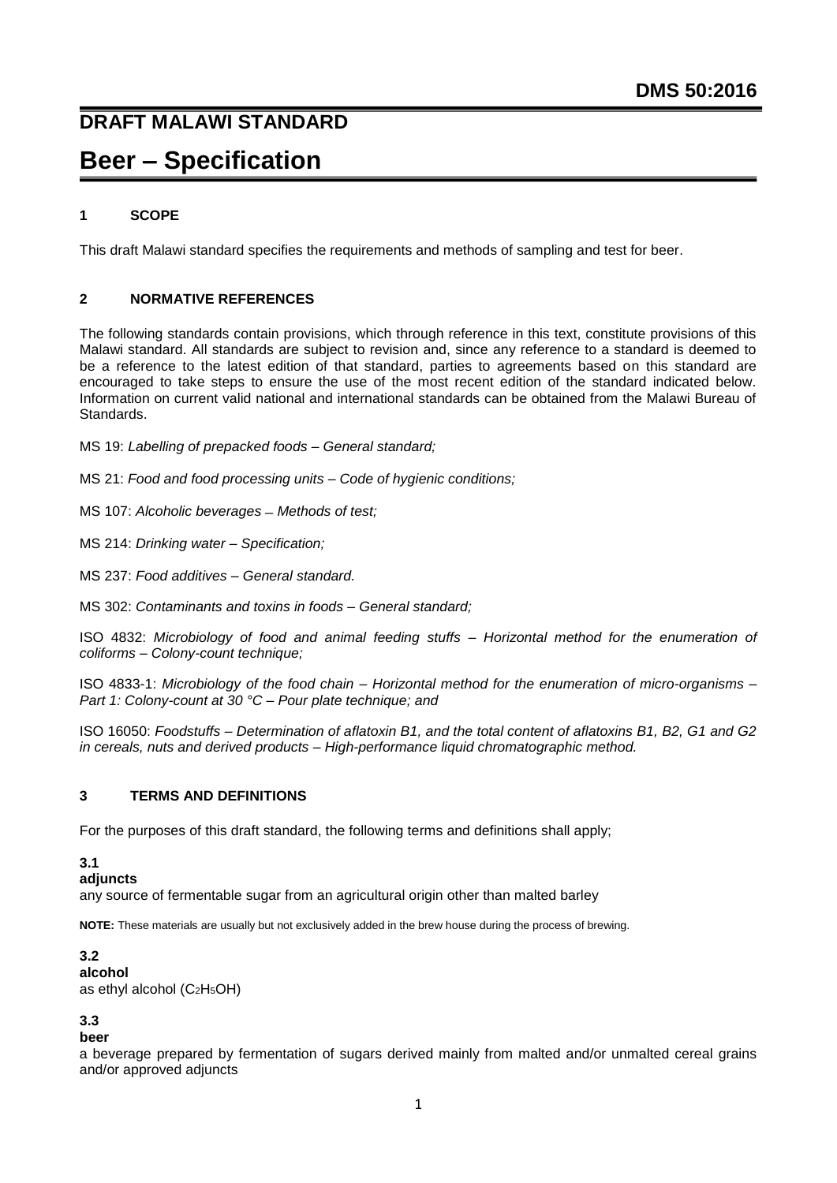**DMS 50:2016**

# DRAFT MALAWI STANDARD

# Beer – Specification

## 1 SCOPE

This draft Malawi standard specifies the requirements and methods of sampling and test for beer.

## 2 NORMATIVE REFERENCES

The following standards contain provisions, which through reference in this text, constitute provisions of this Malawi standard. All standards are subject to revision and, since any reference to a standard is deemed to be a reference to the latest edition of that standard, parties to agreements based on this standard are encouraged to take steps to ensure the use of the most recent edition of the standard indicated below. Information on current valid national and international standards can be obtained from the Malawi Bureau of Standards.

MS 19: *Labelling of prepacked foods – General standard;*

MS 21: *Food and food processing units – Code of hygienic conditions;*

MS 107: *Alcoholic beverages – Methods of test;*

MS 214: *Drinking water – Specification;*

MS 237: *Food additives – General standard.*

MS 302: *Contaminants and toxins in foods – General standard;*

ISO 4832: *Microbiology of food and animal feeding stuffs – Horizontal method for the enumeration of coliforms – Colony-count technique;*

ISO 4833-1: *Microbiology of the food chain – Horizontal method for the enumeration of micro-organisms – Part 1: Colony-count at 30 °C – Pour plate technique;* and

ISO 16050: *Foodstuffs – Determination of aflatoxin B1, and the total content of aflatoxins B1, B2, G1 and G2 in cereals, nuts and derived products – High-performance liquid chromatographic method.*

## 3 TERMS AND DEFINITIONS

For the purposes of this draft standard, the following terms and definitions shall apply;

**3.1**
**adjuncts**
any source of fermentable sugar from an agricultural origin other than malted barley

**NOTE:** These materials are usually but not exclusively added in the brew house during the process of brewing.

**3.2**
**alcohol**
as ethyl alcohol ($C_2H_5OH$)

**3.3**
**beer**
a beverage prepared by fermentation of sugars derived mainly from malted and/or unmalted cereal grains and/or approved adjuncts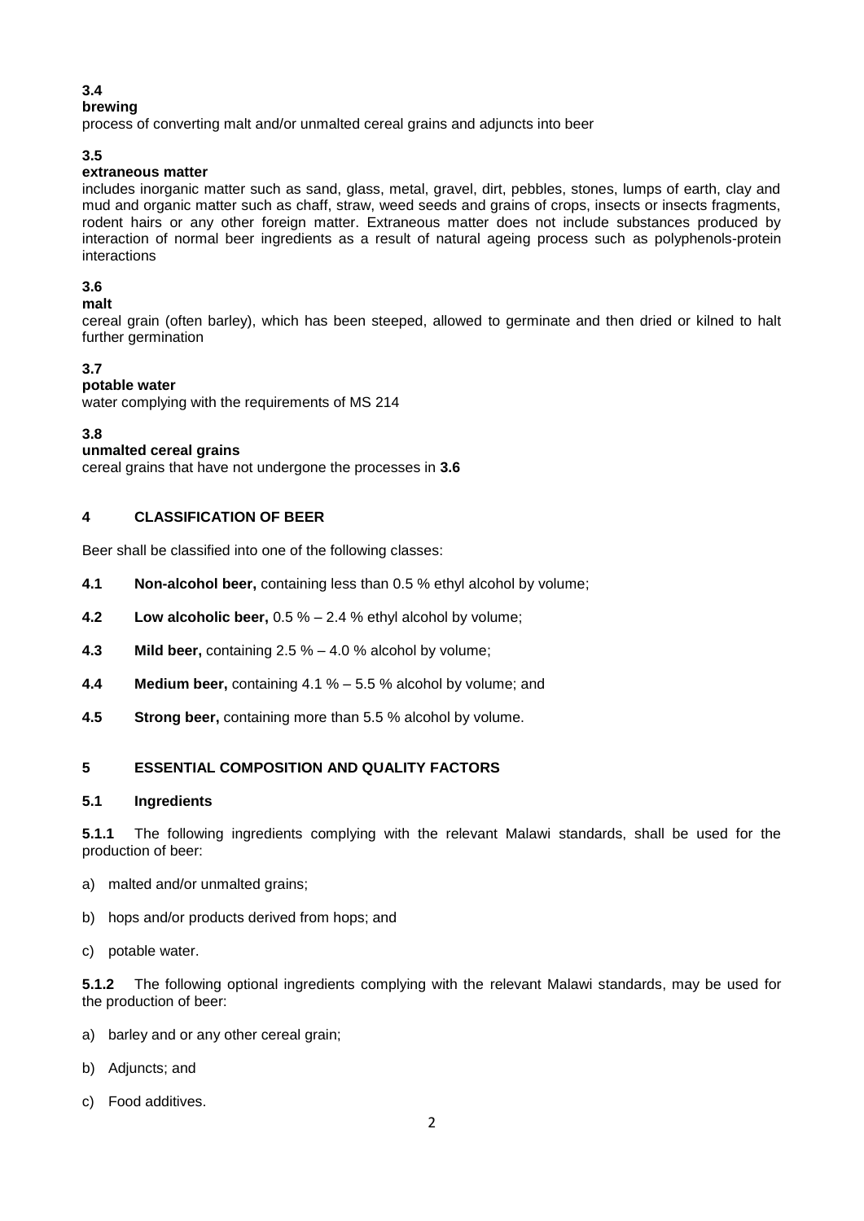**3.4**
**brewing**
process of converting malt and/or unmalted cereal grains and adjuncts into beer

**3.5**
**extraneous matter**
includes inorganic matter such as sand, glass, metal, gravel, dirt, pebbles, stones, lumps of earth, clay and mud and organic matter such as chaff, straw, weed seeds and grains of crops, insects or insects fragments, rodent hairs or any other foreign matter. Extraneous matter does not include substances produced by interaction of normal beer ingredients as a result of natural ageing process such as polyphenols-protein interactions

**3.6**
**malt**
cereal grain (often barley), which has been steeped, allowed to germinate and then dried or kilned to halt further germination

**3.7**
**potable water**
water complying with the requirements of MS 214

**3.8**
**unmalted cereal grains**
cereal grains that have not undergone the processes in **3.6**

## 4 CLASSIFICATION OF BEER

Beer shall be classified into one of the following classes:

**4.1** **Non-alcohol beer,** containing less than 0.5 % ethyl alcohol by volume;

**4.2** **Low alcoholic beer,** 0.5 % – 2.4 % ethyl alcohol by volume;

**4.3** **Mild beer,** containing 2.5 % – 4.0 % alcohol by volume;

**4.4** **Medium beer,** containing 4.1 % – 5.5 % alcohol by volume; and

**4.5** **Strong beer,** containing more than 5.5 % alcohol by volume.

## 5 ESSENTIAL COMPOSITION AND QUALITY FACTORS

### 5.1 Ingredients

**5.1.1** The following ingredients complying with the relevant Malawi standards, shall be used for the production of beer:

a) malted and/or unmalted grains;

b) hops and/or products derived from hops; and

c) potable water.

**5.1.2** The following optional ingredients complying with the relevant Malawi standards, may be used for the production of beer:

a) barley and or any other cereal grain;

b) Adjuncts; and

c) Food additives.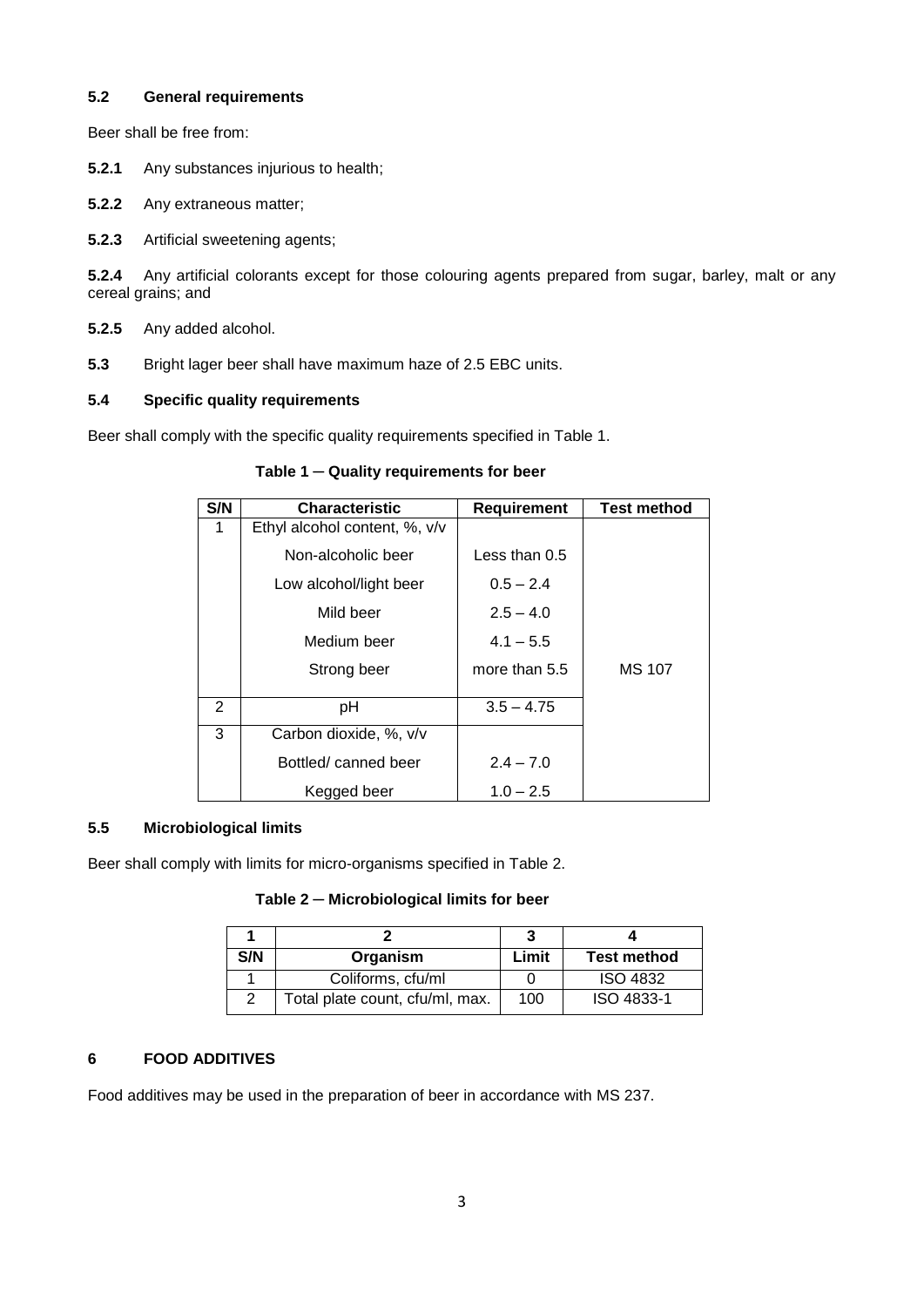### 5.2 General requirements

Beer shall be free from:

**5.2.1** Any substances injurious to health;

**5.2.2** Any extraneous matter;

**5.2.3** Artificial sweetening agents;

**5.2.4** Any artificial colorants except for those colouring agents prepared from sugar, barley, malt or any cereal grains; and

**5.2.5** Any added alcohol.

**5.3** Bright lager beer shall have maximum haze of 2.5 EBC units.

### 5.4 Specific quality requirements

Beer shall comply with the specific quality requirements specified in Table 1.

**Table 1 ─ Quality requirements for beer**

| S/N | Characteristic | Requirement | Test method |
|---|---|---|---|
| 1 | Ethyl alcohol content, %, v/v | | |
| | Non-alcoholic beer | Less than 0.5 | |
| | Low alcohol/light beer | 0.5 – 2.4 | |
| | Mild beer | 2.5 – 4.0 | |
| | Medium beer | 4.1 – 5.5 | |
| | Strong beer | more than 5.5 | MS 107 |
| 2 | pH | 3.5 – 4.75 | |
| 3 | Carbon dioxide, %, v/v | | |
| | Bottled/ canned beer | 2.4 – 7.0 | |
| | Kegged beer | 1.0 – 2.5 | |

### 5.5 Microbiological limits

Beer shall comply with limits for micro-organisms specified in Table 2.

**Table 2 ─ Microbiological limits for beer**

| 1 | 2 | 3 | 4 |
|---|---|---|---|
| S/N | Organism | Limit | Test method |
| 1 | Coliforms, cfu/ml | 0 | ISO 4832 |
| 2 | Total plate count, cfu/ml, max. | 100 | ISO 4833-1 |

## 6 FOOD ADDITIVES

Food additives may be used in the preparation of beer in accordance with MS 237.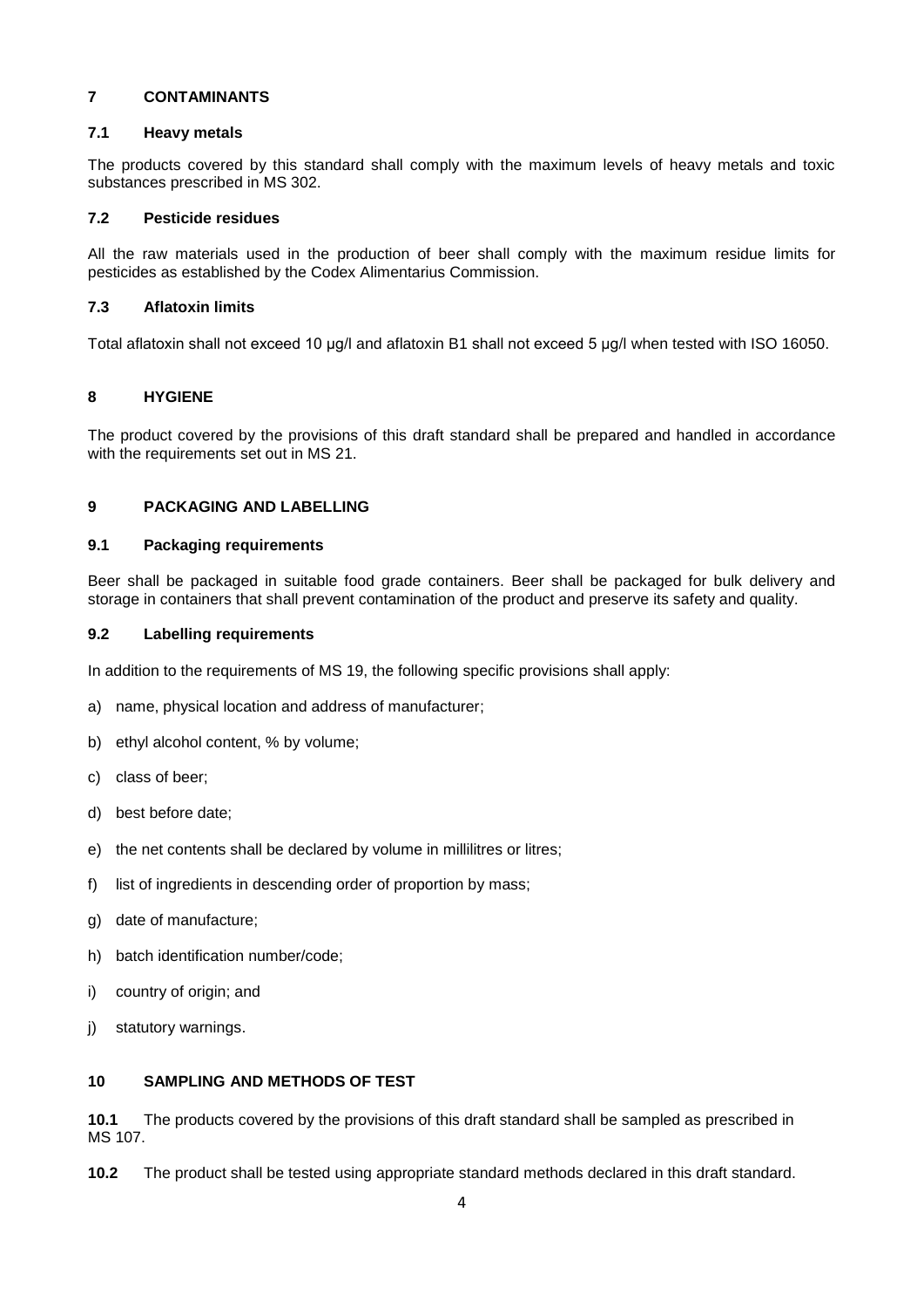## 7 CONTAMINANTS

### 7.1 Heavy metals

The products covered by this standard shall comply with the maximum levels of heavy metals and toxic substances prescribed in MS 302.

### 7.2 Pesticide residues

All the raw materials used in the production of beer shall comply with the maximum residue limits for pesticides as established by the Codex Alimentarius Commission.

### 7.3 Aflatoxin limits

Total aflatoxin shall not exceed 10 µg/l and aflatoxin B1 shall not exceed 5 µg/l when tested with ISO 16050.

## 8 HYGIENE

The product covered by the provisions of this draft standard shall be prepared and handled in accordance with the requirements set out in MS 21.

## 9 PACKAGING AND LABELLING

### 9.1 Packaging requirements

Beer shall be packaged in suitable food grade containers. Beer shall be packaged for bulk delivery and storage in containers that shall prevent contamination of the product and preserve its safety and quality.

### 9.2 Labelling requirements

In addition to the requirements of MS 19, the following specific provisions shall apply:

a) name, physical location and address of manufacturer;

b) ethyl alcohol content, % by volume;

c) class of beer;

d) best before date;

e) the net contents shall be declared by volume in millilitres or litres;

f) list of ingredients in descending order of proportion by mass;

g) date of manufacture;

h) batch identification number/code;

i) country of origin; and

j) statutory warnings.

## 10 SAMPLING AND METHODS OF TEST

**10.1** The products covered by the provisions of this draft standard shall be sampled as prescribed in MS 107.

**10.2** The product shall be tested using appropriate standard methods declared in this draft standard.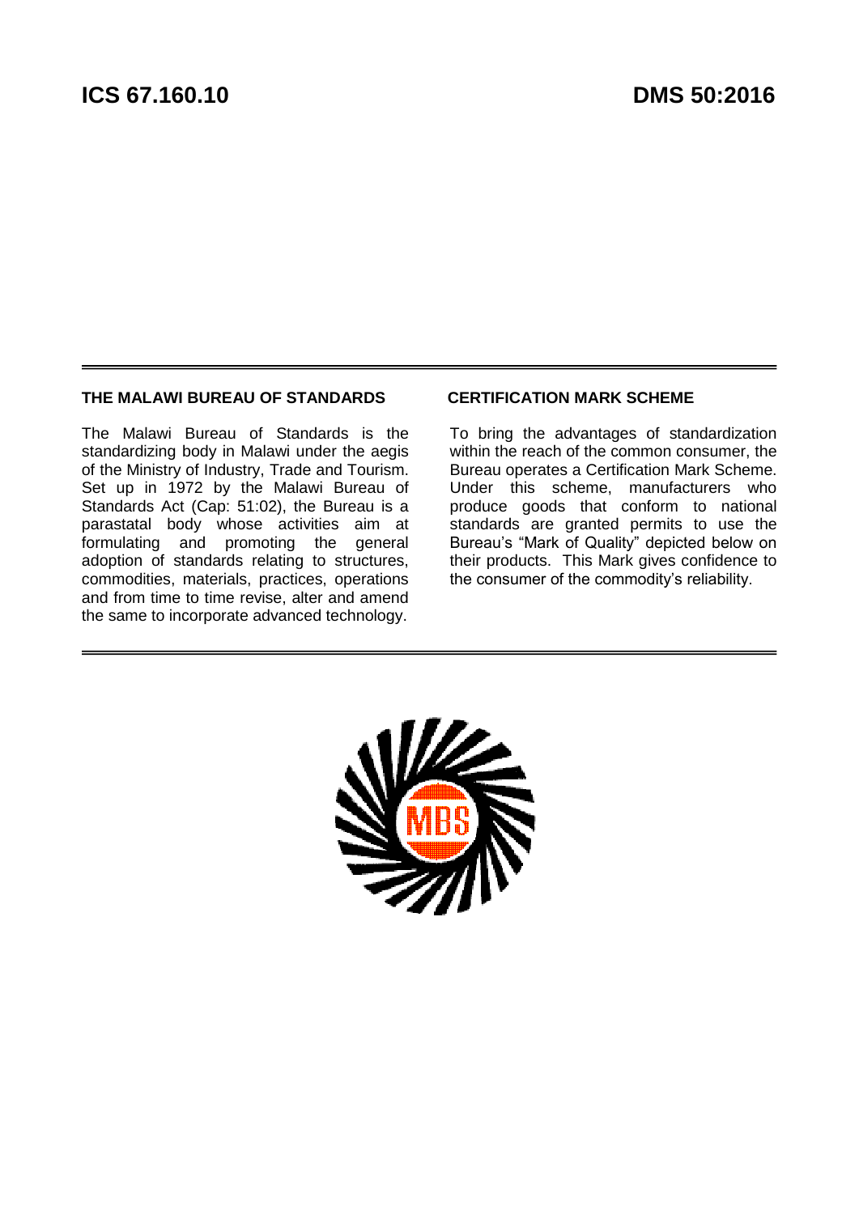**ICS 67.160.10** **DMS 50:2016**

## THE MALAWI BUREAU OF STANDARDS

The Malawi Bureau of Standards is the standardizing body in Malawi under the aegis of the Ministry of Industry, Trade and Tourism. Set up in 1972 by the Malawi Bureau of Standards Act (Cap: 51:02), the Bureau is a parastatal body whose activities aim at formulating and promoting the general adoption of standards relating to structures, commodities, materials, practices, operations and from time to time revise, alter and amend the same to incorporate advanced technology.

## CERTIFICATION MARK SCHEME

To bring the advantages of standardization within the reach of the common consumer, the Bureau operates a Certification Mark Scheme. Under this scheme, manufacturers who produce goods that conform to national standards are granted permits to use the Bureau's "Mark of Quality" depicted below on their products. This Mark gives confidence to the consumer of the commodity's reliability.